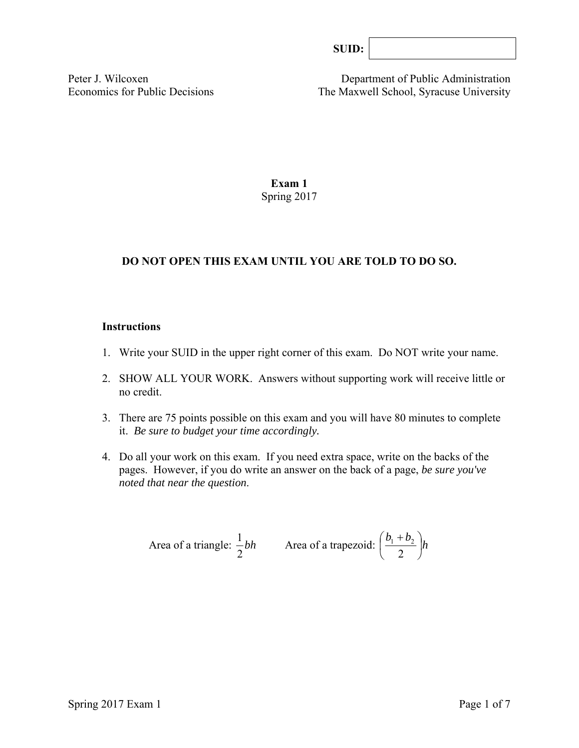**SUID:** 

Peter J. Wilcoxen
Economics for Public Decisions

Department of Public Administration
The Maxwell School, Syracuse University

# Exam 1

Spring 2017

**DO NOT OPEN THIS EXAM UNTIL YOU ARE TOLD TO DO SO.**

**Instructions**

1. Write your SUID in the upper right corner of this exam. Do NOT write your name.
2. SHOW ALL YOUR WORK. Answers without supporting work will receive little or no credit.
3. There are 75 points possible on this exam and you will have 80 minutes to complete it. *Be sure to budget your time accordingly.*
4. Do all your work on this exam. If you need extra space, write on the backs of the pages. However, if you do write an answer on the back of a page, *be sure you've noted that near the question*.

Area of a triangle: $\frac{1}{2}bh$ Area of a trapezoid: $\left(\frac{b_1 + b_2}{2}\right)h$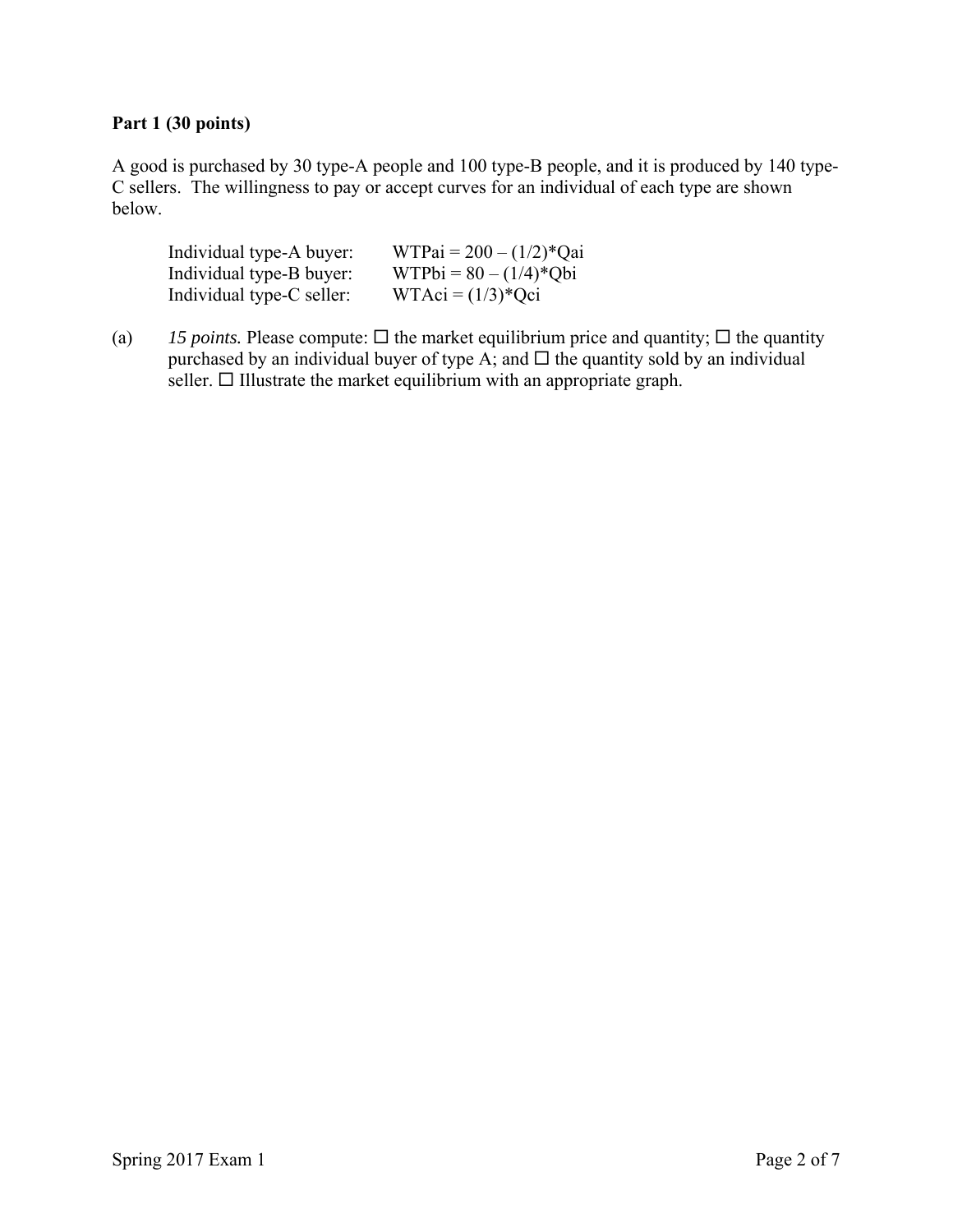**Part 1 (30 points)**

A good is purchased by 30 type-A people and 100 type-B people, and it is produced by 140 type-C sellers. The willingness to pay or accept curves for an individual of each type are shown below.

| | |
|---|---|
| Individual type-A buyer: | $WTPai = 200 - (1/2)*Qai$ |
| Individual type-B buyer: | $WTPbi = 80 - (1/4)*Qbi$ |
| Individual type-C seller: | $WTAci = (1/3)*Qci$ |

(a) *15 points.* Please compute: ☐ the market equilibrium price and quantity; ☐ the quantity purchased by an individual buyer of type A; and ☐ the quantity sold by an individual seller. ☐ Illustrate the market equilibrium with an appropriate graph.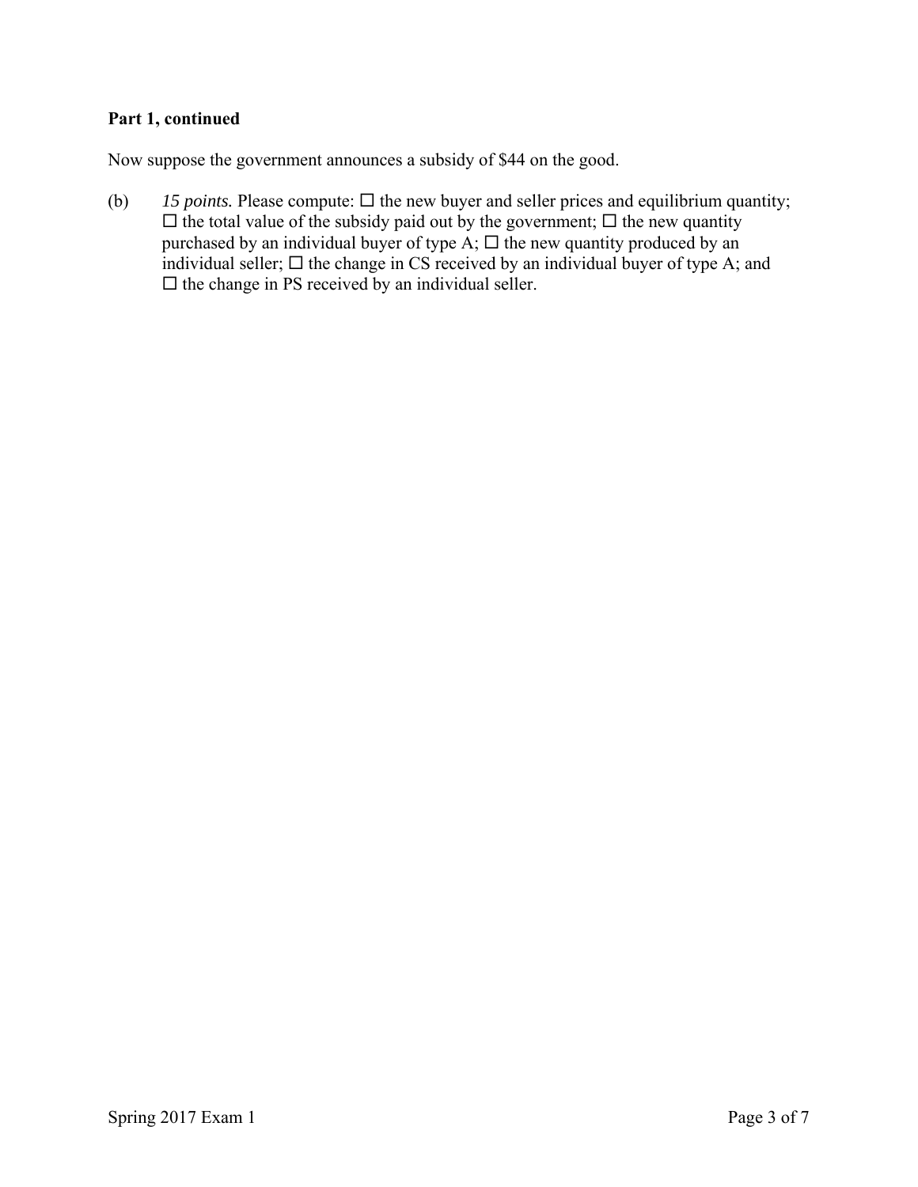**Part 1, continued**

Now suppose the government announces a subsidy of $44 on the good.

(b) *15 points.* Please compute: ☐ the new buyer and seller prices and equilibrium quantity; ☐ the total value of the subsidy paid out by the government; ☐ the new quantity purchased by an individual buyer of type A; ☐ the new quantity produced by an individual seller; ☐ the change in CS received by an individual buyer of type A; and ☐ the change in PS received by an individual seller.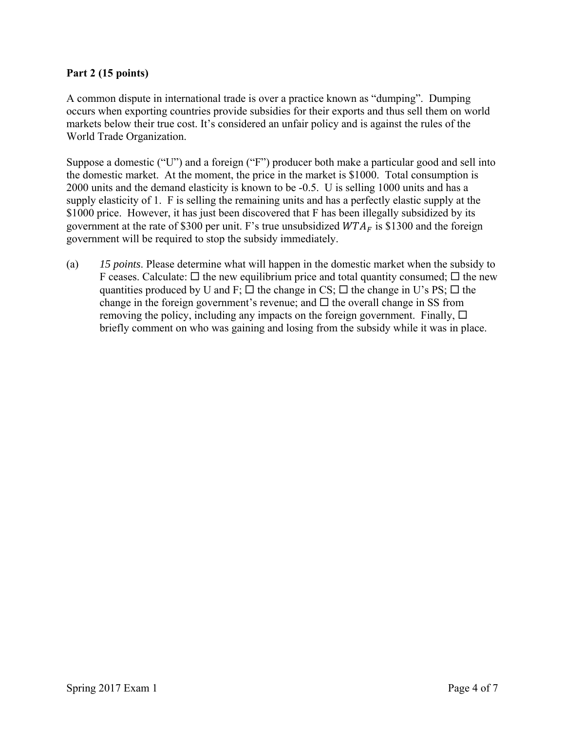**Part 2 (15 points)**

A common dispute in international trade is over a practice known as "dumping". Dumping occurs when exporting countries provide subsidies for their exports and thus sell them on world markets below their true cost. It's considered an unfair policy and is against the rules of the World Trade Organization.

Suppose a domestic ("U") and a foreign ("F") producer both make a particular good and sell into the domestic market. At the moment, the price in the market is $1000. Total consumption is 2000 units and the demand elasticity is known to be -0.5. U is selling 1000 units and has a supply elasticity of 1. F is selling the remaining units and has a perfectly elastic supply at the $1000 price. However, it has just been discovered that F has been illegally subsidized by its government at the rate of $300 per unit. F's true unsubsidized $WTA_F$ is $1300 and the foreign government will be required to stop the subsidy immediately.

(a) *15 points*. Please determine what will happen in the domestic market when the subsidy to F ceases. Calculate: ☐ the new equilibrium price and total quantity consumed; ☐ the new quantities produced by U and F; ☐ the change in CS; ☐ the change in U's PS; ☐ the change in the foreign government's revenue; and ☐ the overall change in SS from removing the policy, including any impacts on the foreign government. Finally, ☐ briefly comment on who was gaining and losing from the subsidy while it was in place.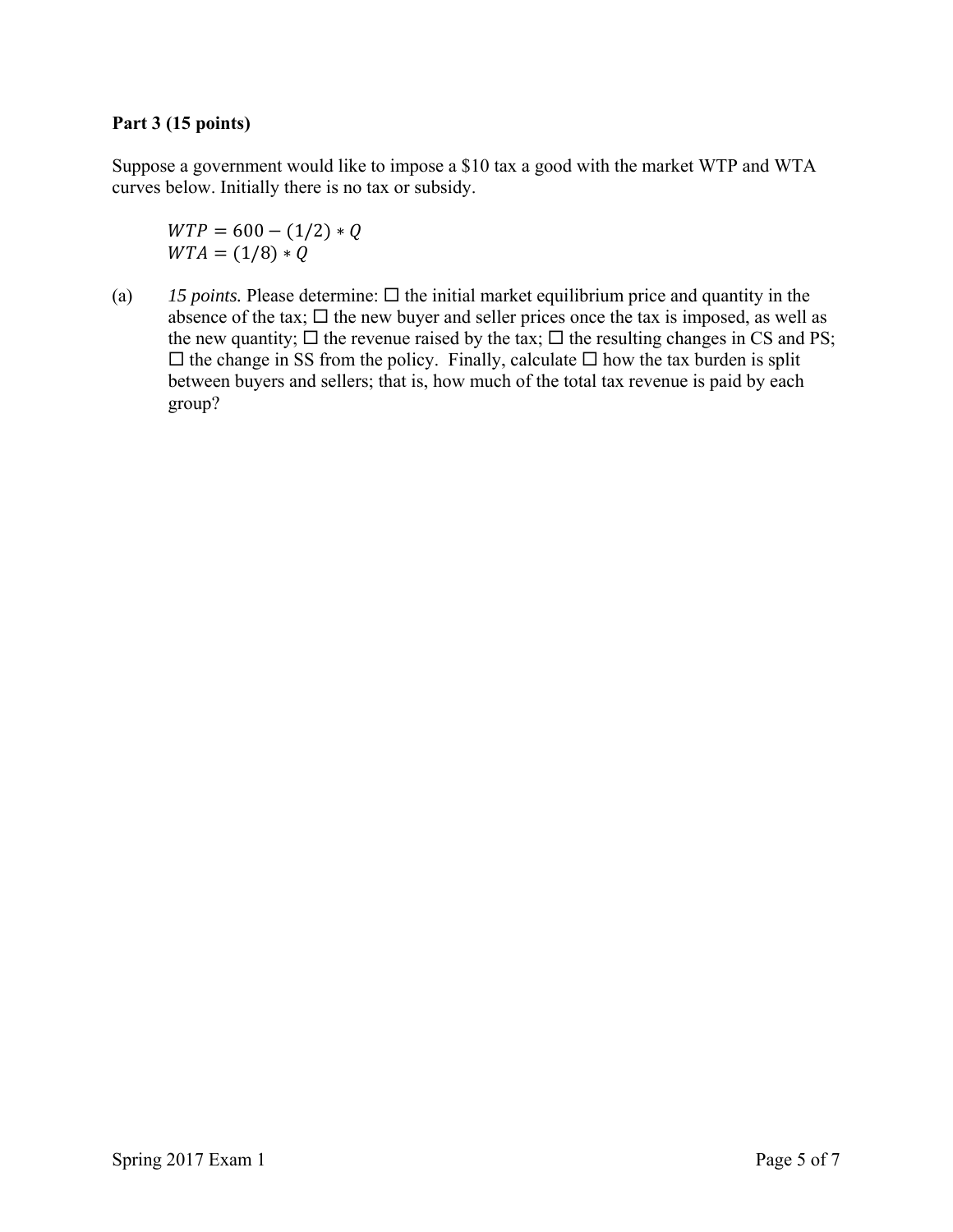**Part 3 (15 points)**

Suppose a government would like to impose a $10 tax a good with the market WTP and WTA curves below. Initially there is no tax or subsidy.

$$WTP = 600 - (1/2) * Q$$
$$WTA = (1/8) * Q$$

(a) *15 points.* Please determine: ☐ the initial market equilibrium price and quantity in the absence of the tax; ☐ the new buyer and seller prices once the tax is imposed, as well as the new quantity; ☐ the revenue raised by the tax; ☐ the resulting changes in CS and PS; ☐ the change in SS from the policy. Finally, calculate ☐ how the tax burden is split between buyers and sellers; that is, how much of the total tax revenue is paid by each group?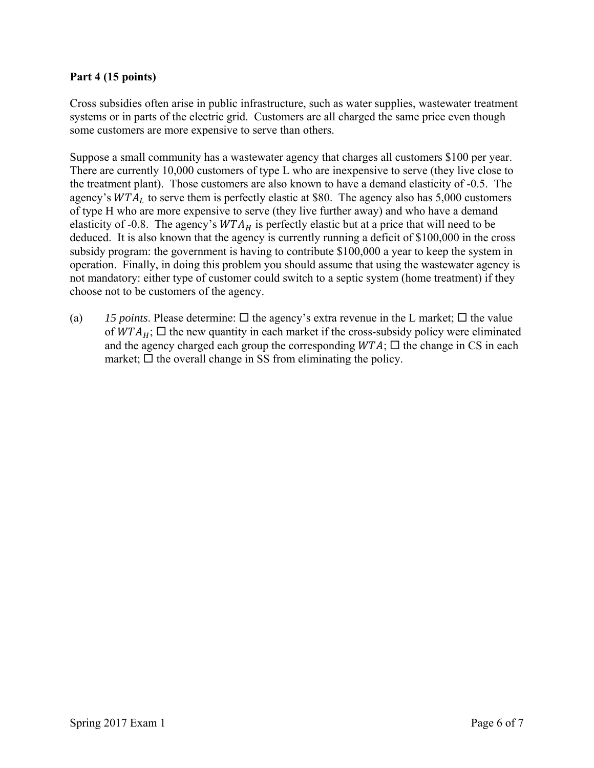**Part 4 (15 points)**

Cross subsidies often arise in public infrastructure, such as water supplies, wastewater treatment systems or in parts of the electric grid. Customers are all charged the same price even though some customers are more expensive to serve than others.

Suppose a small community has a wastewater agency that charges all customers \$100 per year. There are currently 10,000 customers of type L who are inexpensive to serve (they live close to the treatment plant). Those customers are also known to have a demand elasticity of -0.5. The agency's $WTA_L$ to serve them is perfectly elastic at \$80. The agency also has 5,000 customers of type H who are more expensive to serve (they live further away) and who have a demand elasticity of -0.8. The agency's $WTA_H$ is perfectly elastic but at a price that will need to be deduced. It is also known that the agency is currently running a deficit of \$100,000 in the cross subsidy program: the government is having to contribute \$100,000 a year to keep the system in operation. Finally, in doing this problem you should assume that using the wastewater agency is not mandatory: either type of customer could switch to a septic system (home treatment) if they choose not to be customers of the agency.

(a) *15 points*. Please determine: ☐ the agency's extra revenue in the L market; ☐ the value of $WTA_H$; ☐ the new quantity in each market if the cross-subsidy policy were eliminated and the agency charged each group the corresponding $WTA$; ☐ the change in CS in each market; ☐ the overall change in SS from eliminating the policy.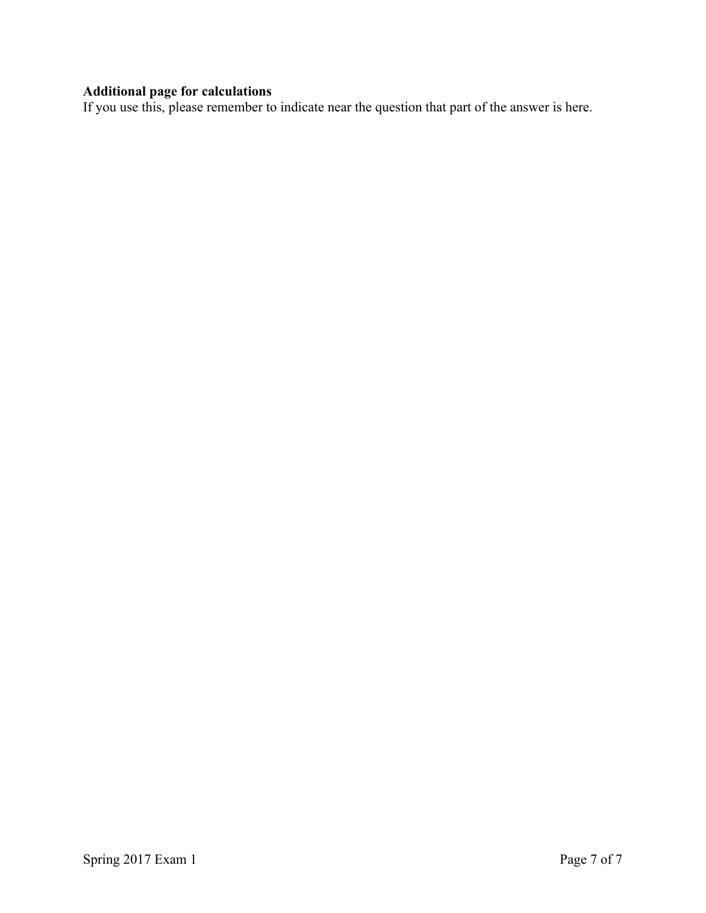**Additional page for calculations**

If you use this, please remember to indicate near the question that part of the answer is here.